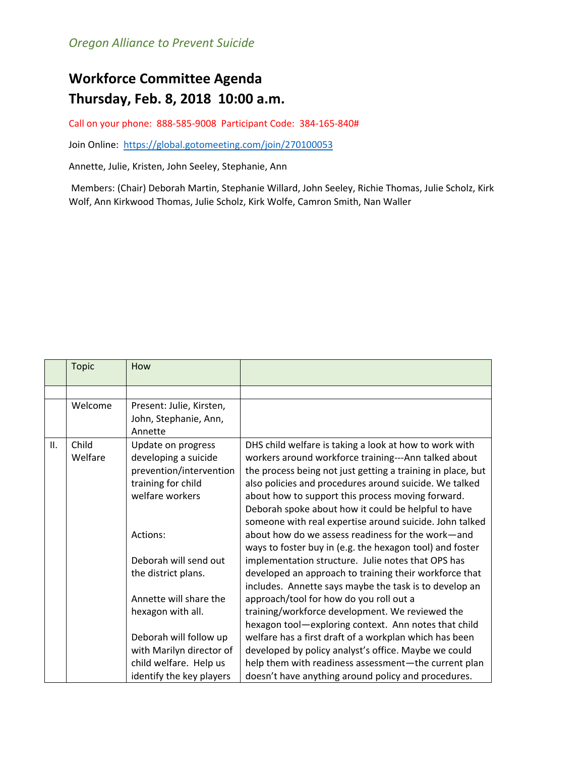*Oregon Alliance to Prevent Suicide*

# Workforce Committee Agenda
# Thursday, Feb. 8, 2018 10:00 a.m.

Call on your phone: 888-585-9008 Participant Code: 384-165-840#

Join Online: https://global.gotomeeting.com/join/270100053

Annette, Julie, Kristen, John Seeley, Stephanie, Ann

Members: (Chair) Deborah Martin, Stephanie Willard, John Seeley, Richie Thomas, Julie Scholz, Kirk Wolf, Ann Kirkwood Thomas, Julie Scholz, Kirk Wolfe, Camron Smith, Nan Waller

| | Topic | How | |
|---|---|---|---|
| | | | |
| | Welcome | Present: Julie, Kirsten, John, Stephanie, Ann, Annette | |
| II. | Child Welfare | Update on progress developing a suicide prevention/intervention training for child welfare workers<br><br>Actions:<br><br>Deborah will send out the district plans.<br><br>Annette will share the hexagon with all.<br><br>Deborah will follow up with Marilyn director of child welfare. Help us identify the key players | DHS child welfare is taking a look at how to work with workers around workforce training---Ann talked about the process being not just getting a training in place, but also policies and procedures around suicide. We talked about how to support this process moving forward. Deborah spoke about how it could be helpful to have someone with real expertise around suicide. John talked about how do we assess readiness for the work—and ways to foster buy in (e.g. the hexagon tool) and foster implementation structure. Julie notes that OPS has developed an approach to training their workforce that includes. Annette says maybe the task is to develop an approach/tool for how do you roll out a training/workforce development. We reviewed the hexagon tool—exploring context. Ann notes that child welfare has a first draft of a workplan which has been developed by policy analyst's office. Maybe we could help them with readiness assessment—the current plan doesn't have anything around policy and procedures. |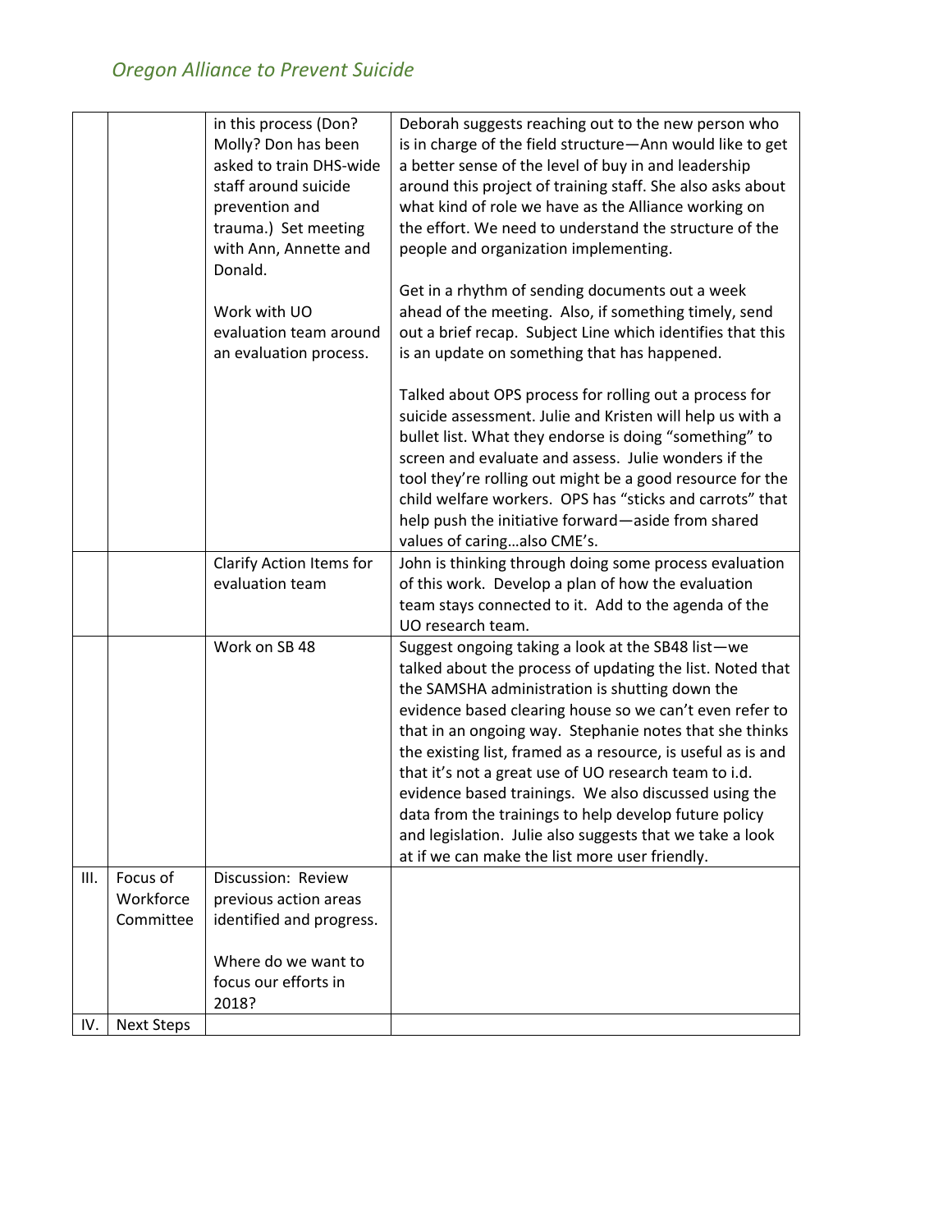*Oregon Alliance to Prevent Suicide*

| | | | |
|---|---|---|---|
| | | in this process (Don? Molly? Don has been asked to train DHS-wide staff around suicide prevention and trauma.) Set meeting with Ann, Annette and Donald.<br><br>Work with UO evaluation team around an evaluation process. | Deborah suggests reaching out to the new person who is in charge of the field structure—Ann would like to get a better sense of the level of buy in and leadership around this project of training staff. She also asks about what kind of role we have as the Alliance working on the effort. We need to understand the structure of the people and organization implementing.<br><br>Get in a rhythm of sending documents out a week ahead of the meeting. Also, if something timely, send out a brief recap. Subject Line which identifies that this is an update on something that has happened.<br><br>Talked about OPS process for rolling out a process for suicide assessment. Julie and Kristen will help us with a bullet list. What they endorse is doing "something" to screen and evaluate and assess. Julie wonders if the tool they're rolling out might be a good resource for the child welfare workers. OPS has "sticks and carrots" that help push the initiative forward—aside from shared values of caring…also CME's. |
| | | Clarify Action Items for evaluation team | John is thinking through doing some process evaluation of this work. Develop a plan of how the evaluation team stays connected to it. Add to the agenda of the UO research team. |
| | | Work on SB 48 | Suggest ongoing taking a look at the SB48 list—we talked about the process of updating the list. Noted that the SAMSHA administration is shutting down the evidence based clearing house so we can't even refer to that in an ongoing way. Stephanie notes that she thinks the existing list, framed as a resource, is useful as is and that it's not a great use of UO research team to i.d. evidence based trainings. We also discussed using the data from the trainings to help develop future policy and legislation. Julie also suggests that we take a look at if we can make the list more user friendly. |
| III. | Focus of Workforce Committee | Discussion: Review previous action areas identified and progress.<br><br>Where do we want to focus our efforts in 2018? | |
| IV. | Next Steps | | |